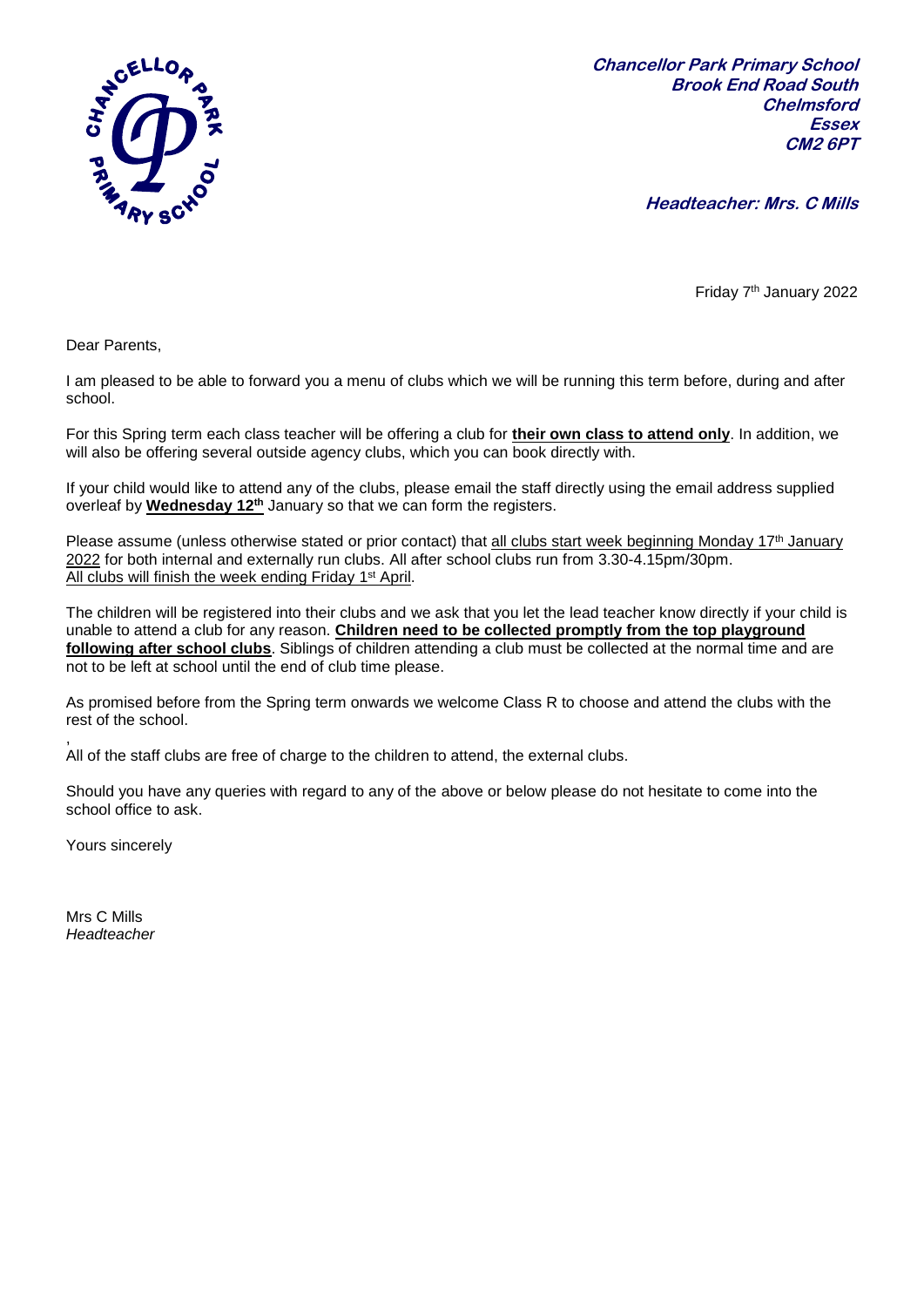**Chancellor Park Primary School**
**Brook End Road South**
**Chelmsford**
**Essex**
**CM2 6PT**

**Headteacher: Mrs. C Mills**

Friday 7th January 2022

Dear Parents,

I am pleased to be able to forward you a menu of clubs which we will be running this term before, during and after school.

For this Spring term each class teacher will be offering a club for **their own class to attend only**. In addition, we will also be offering several outside agency clubs, which you can book directly with.

If your child would like to attend any of the clubs, please email the staff directly using the email address supplied overleaf by **Wednesday 12th** January so that we can form the registers.

Please assume (unless otherwise stated or prior contact) that all clubs start week beginning Monday 17th January 2022 for both internal and externally run clubs. All after school clubs run from 3.30-4.15pm/30pm. All clubs will finish the week ending Friday 1st April.

The children will be registered into their clubs and we ask that you let the lead teacher know directly if your child is unable to attend a club for any reason. **Children need to be collected promptly from the top playground following after school clubs**. Siblings of children attending a club must be collected at the normal time and are not to be left at school until the end of club time please.

As promised before from the Spring term onwards we welcome Class R to choose and attend the clubs with the rest of the school.

,
All of the staff clubs are free of charge to the children to attend, the external clubs.

Should you have any queries with regard to any of the above or below please do not hesitate to come into the school office to ask.

Yours sincerely

Mrs C Mills
*Headteacher*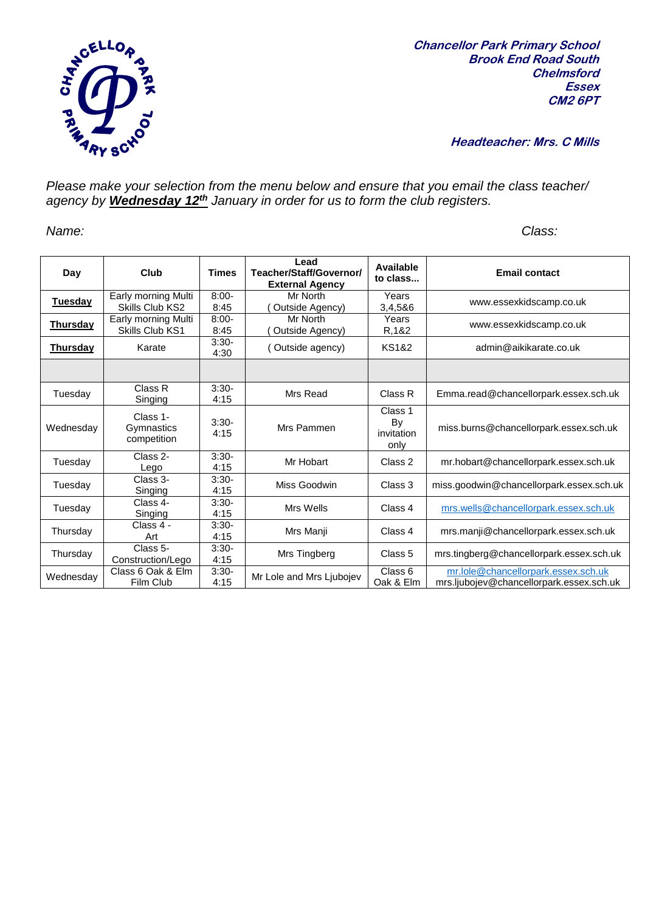**Chancellor Park Primary School**
**Brook End Road South**
**Chelmsford**
**Essex**
**CM2 6PT**

**Headteacher: Mrs. C Mills**

*Please make your selection from the menu below and ensure that you email the class teacher/ agency by* ***Wednesday 12th*** *January in order for us to form the club registers.*

*Name:* *Class:*

| Day | Club | Times | Lead Teacher/Staff/Governor/ External Agency | Available to class... | Email contact |
|---|---|---|---|---|---|
| **Tuesday** | Early morning Multi Skills Club KS2 | 8:00-8:45 | Mr North (Outside Agency) | Years 3,4,5&6 | www.essexkidscamp.co.uk |
| **Thursday** | Early morning Multi Skills Club KS1 | 8:00-8:45 | Mr North (Outside Agency) | Years R,1&2 | www.essexkidscamp.co.uk |
| **Thursday** | Karate | 3:30-4:30 | (Outside agency) | KS1&2 | admin@aikikarate.co.uk |
| | | | | | |
| Tuesday | Class R Singing | 3:30-4:15 | Mrs Read | Class R | Emma.read@chancellorpark.essex.sch.uk |
| Wednesday | Class 1- Gymnastics competition | 3:30-4:15 | Mrs Pammen | Class 1 By invitation only | miss.burns@chancellorpark.essex.sch.uk |
| Tuesday | Class 2- Lego | 3:30-4:15 | Mr Hobart | Class 2 | mr.hobart@chancellorpark.essex.sch.uk |
| Tuesday | Class 3- Singing | 3:30-4:15 | Miss Goodwin | Class 3 | miss.goodwin@chancellorpark.essex.sch.uk |
| Tuesday | Class 4- Singing | 3:30-4:15 | Mrs Wells | Class 4 | mrs.wells@chancellorpark.essex.sch.uk |
| Thursday | Class 4 - Art | 3:30-4:15 | Mrs Manji | Class 4 | mrs.manji@chancellorpark.essex.sch.uk |
| Thursday | Class 5- Construction/Lego | 3:30-4:15 | Mrs Tingberg | Class 5 | mrs.tingberg@chancellorpark.essex.sch.uk |
| Wednesday | Class 6 Oak & Elm Film Club | 3:30-4:15 | Mr Lole and Mrs Ljubojev | Class 6 Oak & Elm | mr.lole@chancellorpark.essex.sch.uk mrs.ljubojev@chancellorpark.essex.sch.uk |